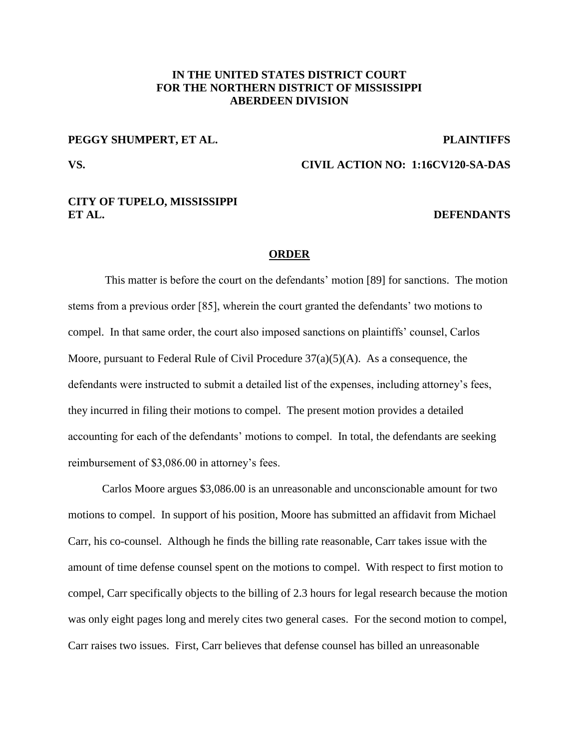**IN THE UNITED STATES DISTRICT COURT**
**FOR THE NORTHERN DISTRICT OF MISSISSIPPI**
**ABERDEEN DIVISION**

**PEGGY SHUMPERT, ET AL.** **PLAINTIFFS**

**VS.** **CIVIL ACTION NO: 1:16CV120-SA-DAS**

**CITY OF TUPELO, MISSISSIPPI**
**ET AL.** **DEFENDANTS**

**ORDER**

This matter is before the court on the defendants' motion [89] for sanctions. The motion stems from a previous order [85], wherein the court granted the defendants' two motions to compel. In that same order, the court also imposed sanctions on plaintiffs' counsel, Carlos Moore, pursuant to Federal Rule of Civil Procedure 37(a)(5)(A). As a consequence, the defendants were instructed to submit a detailed list of the expenses, including attorney's fees, they incurred in filing their motions to compel. The present motion provides a detailed accounting for each of the defendants' motions to compel. In total, the defendants are seeking reimbursement of $3,086.00 in attorney's fees.

Carlos Moore argues $3,086.00 is an unreasonable and unconscionable amount for two motions to compel. In support of his position, Moore has submitted an affidavit from Michael Carr, his co-counsel. Although he finds the billing rate reasonable, Carr takes issue with the amount of time defense counsel spent on the motions to compel. With respect to first motion to compel, Carr specifically objects to the billing of 2.3 hours for legal research because the motion was only eight pages long and merely cites two general cases. For the second motion to compel, Carr raises two issues. First, Carr believes that defense counsel has billed an unreasonable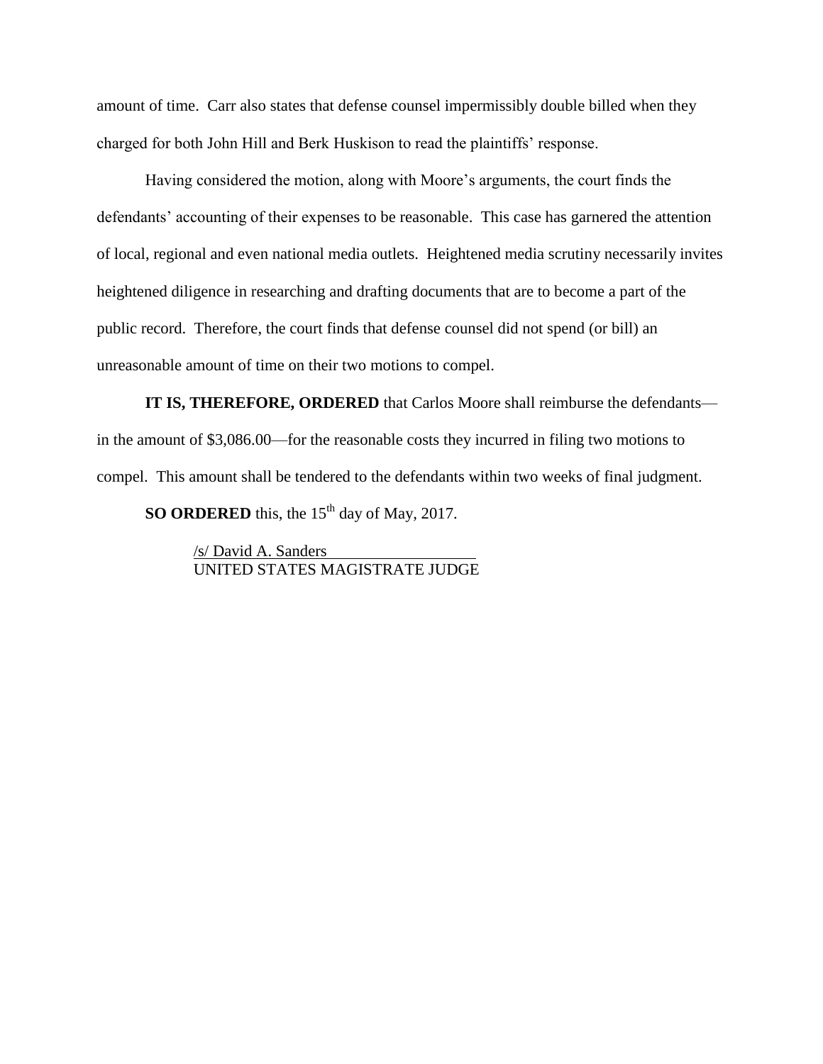amount of time. Carr also states that defense counsel impermissibly double billed when they charged for both John Hill and Berk Huskison to read the plaintiffs' response.

Having considered the motion, along with Moore's arguments, the court finds the defendants' accounting of their expenses to be reasonable. This case has garnered the attention of local, regional and even national media outlets. Heightened media scrutiny necessarily invites heightened diligence in researching and drafting documents that are to become a part of the public record. Therefore, the court finds that defense counsel did not spend (or bill) an unreasonable amount of time on their two motions to compel.

**IT IS, THEREFORE, ORDERED** that Carlos Moore shall reimburse the defendants—in the amount of $3,086.00—for the reasonable costs they incurred in filing two motions to compel. This amount shall be tendered to the defendants within two weeks of final judgment.

**SO ORDERED** this, the 15th day of May, 2017.

/s/ David A. Sanders
UNITED STATES MAGISTRATE JUDGE